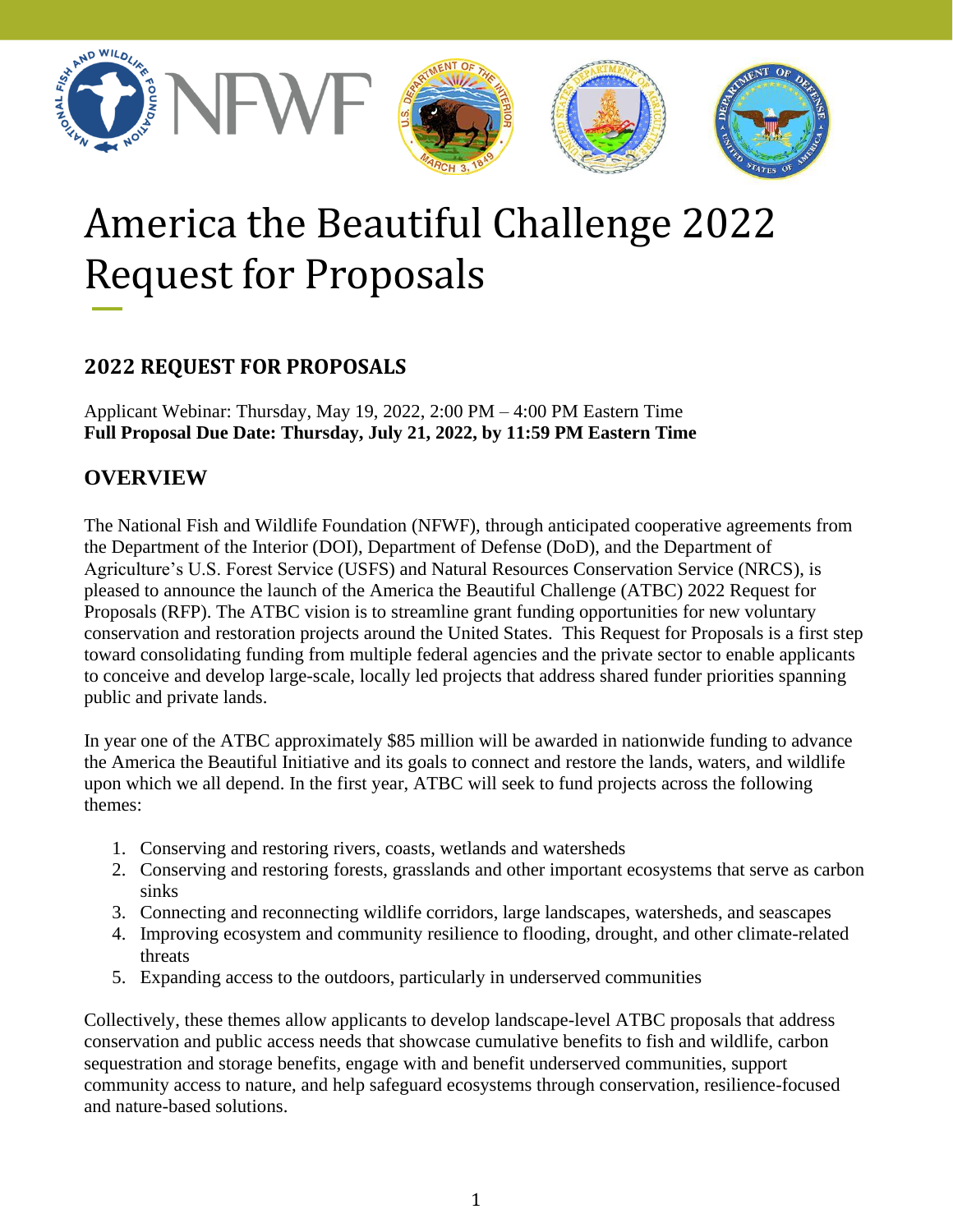# America the Beautiful Challenge 2022 Request for Proposals

## 2022 REQUEST FOR PROPOSALS

Applicant Webinar: Thursday, May 19, 2022, 2:00 PM – 4:00 PM Eastern Time
**Full Proposal Due Date: Thursday, July 21, 2022, by 11:59 PM Eastern Time**

## OVERVIEW

The National Fish and Wildlife Foundation (NFWF), through anticipated cooperative agreements from the Department of the Interior (DOI), Department of Defense (DoD), and the Department of Agriculture's U.S. Forest Service (USFS) and Natural Resources Conservation Service (NRCS), is pleased to announce the launch of the America the Beautiful Challenge (ATBC) 2022 Request for Proposals (RFP). The ATBC vision is to streamline grant funding opportunities for new voluntary conservation and restoration projects around the United States. This Request for Proposals is a first step toward consolidating funding from multiple federal agencies and the private sector to enable applicants to conceive and develop large-scale, locally led projects that address shared funder priorities spanning public and private lands.

In year one of the ATBC approximately $85 million will be awarded in nationwide funding to advance the America the Beautiful Initiative and its goals to connect and restore the lands, waters, and wildlife upon which we all depend. In the first year, ATBC will seek to fund projects across the following themes:

1. Conserving and restoring rivers, coasts, wetlands and watersheds
2. Conserving and restoring forests, grasslands and other important ecosystems that serve as carbon sinks
3. Connecting and reconnecting wildlife corridors, large landscapes, watersheds, and seascapes
4. Improving ecosystem and community resilience to flooding, drought, and other climate-related threats
5. Expanding access to the outdoors, particularly in underserved communities

Collectively, these themes allow applicants to develop landscape-level ATBC proposals that address conservation and public access needs that showcase cumulative benefits to fish and wildlife, carbon sequestration and storage benefits, engage with and benefit underserved communities, support community access to nature, and help safeguard ecosystems through conservation, resilience-focused and nature-based solutions.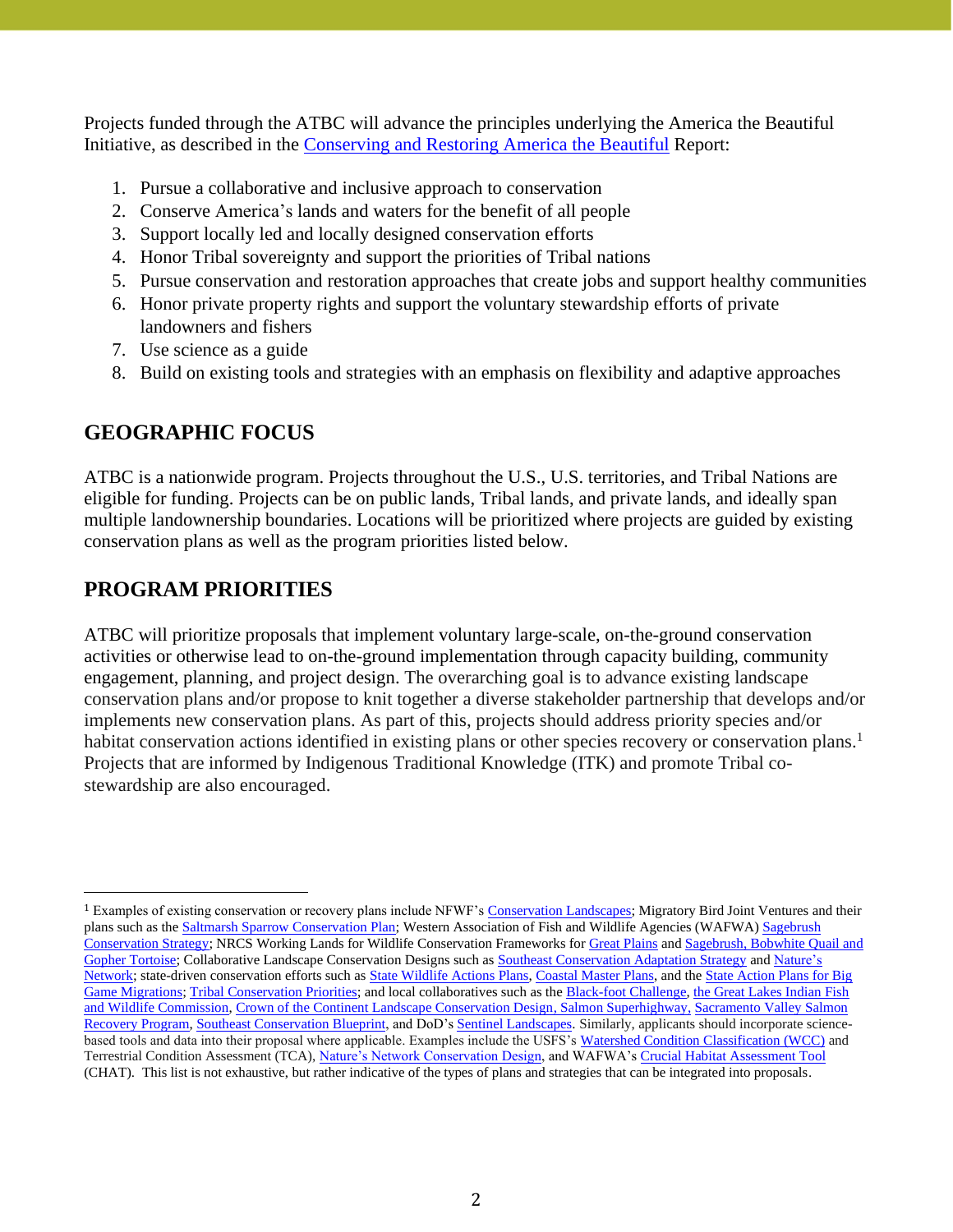Projects funded through the ATBC will advance the principles underlying the America the Beautiful Initiative, as described in the Conserving and Restoring America the Beautiful Report:

1. Pursue a collaborative and inclusive approach to conservation
2. Conserve America's lands and waters for the benefit of all people
3. Support locally led and locally designed conservation efforts
4. Honor Tribal sovereignty and support the priorities of Tribal nations
5. Pursue conservation and restoration approaches that create jobs and support healthy communities
6. Honor private property rights and support the voluntary stewardship efforts of private landowners and fishers
7. Use science as a guide
8. Build on existing tools and strategies with an emphasis on flexibility and adaptive approaches

## GEOGRAPHIC FOCUS

ATBC is a nationwide program. Projects throughout the U.S., U.S. territories, and Tribal Nations are eligible for funding. Projects can be on public lands, Tribal lands, and private lands, and ideally span multiple landownership boundaries. Locations will be prioritized where projects are guided by existing conservation plans as well as the program priorities listed below.

## PROGRAM PRIORITIES

ATBC will prioritize proposals that implement voluntary large-scale, on-the-ground conservation activities or otherwise lead to on-the-ground implementation through capacity building, community engagement, planning, and project design. The overarching goal is to advance existing landscape conservation plans and/or propose to knit together a diverse stakeholder partnership that develops and/or implements new conservation plans. As part of this, projects should address priority species and/or habitat conservation actions identified in existing plans or other species recovery or conservation plans.[1] Projects that are informed by Indigenous Traditional Knowledge (ITK) and promote Tribal co-stewardship are also encouraged.

---

[1] Examples of existing conservation or recovery plans include NFWF's Conservation Landscapes; Migratory Bird Joint Ventures and their plans such as the Saltmarsh Sparrow Conservation Plan; Western Association of Fish and Wildlife Agencies (WAFWA) Sagebrush Conservation Strategy; NRCS Working Lands for Wildlife Conservation Frameworks for Great Plains and Sagebrush, Bobwhite Quail and Gopher Tortoise; Collaborative Landscape Conservation Designs such as Southeast Conservation Adaptation Strategy and Nature's Network; state-driven conservation efforts such as State Wildlife Actions Plans, Coastal Master Plans, and the State Action Plans for Big Game Migrations; Tribal Conservation Priorities; and local collaboratives such as the Black-foot Challenge, the Great Lakes Indian Fish and Wildlife Commission, Crown of the Continent Landscape Conservation Design, Salmon Superhighway, Sacramento Valley Salmon Recovery Program, Southeast Conservation Blueprint, and DoD's Sentinel Landscapes. Similarly, applicants should incorporate science-based tools and data into their proposal where applicable. Examples include the USFS's Watershed Condition Classification (WCC) and Terrestrial Condition Assessment (TCA), Nature's Network Conservation Design, and WAFWA's Crucial Habitat Assessment Tool (CHAT). This list is not exhaustive, but rather indicative of the types of plans and strategies that can be integrated into proposals.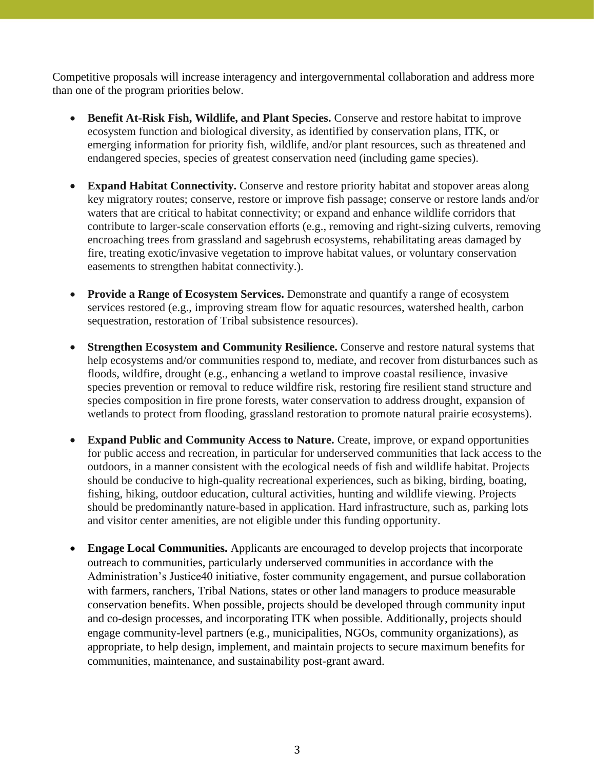Competitive proposals will increase interagency and intergovernmental collaboration and address more than one of the program priorities below.

- **Benefit At-Risk Fish, Wildlife, and Plant Species.** Conserve and restore habitat to improve ecosystem function and biological diversity, as identified by conservation plans, ITK, or emerging information for priority fish, wildlife, and/or plant resources, such as threatened and endangered species, species of greatest conservation need (including game species).

- **Expand Habitat Connectivity.** Conserve and restore priority habitat and stopover areas along key migratory routes; conserve, restore or improve fish passage; conserve or restore lands and/or waters that are critical to habitat connectivity; or expand and enhance wildlife corridors that contribute to larger-scale conservation efforts (e.g., removing and right-sizing culverts, removing encroaching trees from grassland and sagebrush ecosystems, rehabilitating areas damaged by fire, treating exotic/invasive vegetation to improve habitat values, or voluntary conservation easements to strengthen habitat connectivity.).

- **Provide a Range of Ecosystem Services.** Demonstrate and quantify a range of ecosystem services restored (e.g., improving stream flow for aquatic resources, watershed health, carbon sequestration, restoration of Tribal subsistence resources).

- **Strengthen Ecosystem and Community Resilience.** Conserve and restore natural systems that help ecosystems and/or communities respond to, mediate, and recover from disturbances such as floods, wildfire, drought (e.g., enhancing a wetland to improve coastal resilience, invasive species prevention or removal to reduce wildfire risk, restoring fire resilient stand structure and species composition in fire prone forests, water conservation to address drought, expansion of wetlands to protect from flooding, grassland restoration to promote natural prairie ecosystems).

- **Expand Public and Community Access to Nature.** Create, improve, or expand opportunities for public access and recreation, in particular for underserved communities that lack access to the outdoors, in a manner consistent with the ecological needs of fish and wildlife habitat. Projects should be conducive to high-quality recreational experiences, such as biking, birding, boating, fishing, hiking, outdoor education, cultural activities, hunting and wildlife viewing. Projects should be predominantly nature-based in application. Hard infrastructure, such as, parking lots and visitor center amenities, are not eligible under this funding opportunity.

- **Engage Local Communities.** Applicants are encouraged to develop projects that incorporate outreach to communities, particularly underserved communities in accordance with the Administration's Justice40 initiative, foster community engagement, and pursue collaboration with farmers, ranchers, Tribal Nations, states or other land managers to produce measurable conservation benefits. When possible, projects should be developed through community input and co-design processes, and incorporating ITK when possible. Additionally, projects should engage community-level partners (e.g., municipalities, NGOs, community organizations), as appropriate, to help design, implement, and maintain projects to secure maximum benefits for communities, maintenance, and sustainability post-grant award.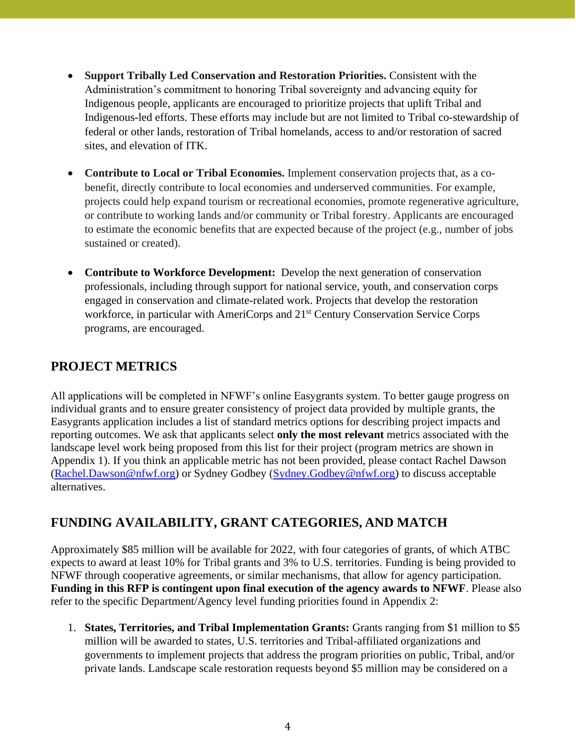- **Support Tribally Led Conservation and Restoration Priorities.** Consistent with the Administration's commitment to honoring Tribal sovereignty and advancing equity for Indigenous people, applicants are encouraged to prioritize projects that uplift Tribal and Indigenous-led efforts. These efforts may include but are not limited to Tribal co-stewardship of federal or other lands, restoration of Tribal homelands, access to and/or restoration of sacred sites, and elevation of ITK.

- **Contribute to Local or Tribal Economies.** Implement conservation projects that, as a co-benefit, directly contribute to local economies and underserved communities. For example, projects could help expand tourism or recreational economies, promote regenerative agriculture, or contribute to working lands and/or community or Tribal forestry. Applicants are encouraged to estimate the economic benefits that are expected because of the project (e.g., number of jobs sustained or created).

- **Contribute to Workforce Development:** Develop the next generation of conservation professionals, including through support for national service, youth, and conservation corps engaged in conservation and climate-related work. Projects that develop the restoration workforce, in particular with AmeriCorps and 21st Century Conservation Service Corps programs, are encouraged.

## PROJECT METRICS

All applications will be completed in NFWF's online Easygrants system. To better gauge progress on individual grants and to ensure greater consistency of project data provided by multiple grants, the Easygrants application includes a list of standard metrics options for describing project impacts and reporting outcomes. We ask that applicants select **only the most relevant** metrics associated with the landscape level work being proposed from this list for their project (program metrics are shown in Appendix 1). If you think an applicable metric has not been provided, please contact Rachel Dawson (Rachel.Dawson@nfwf.org) or Sydney Godbey (Sydney.Godbey@nfwf.org) to discuss acceptable alternatives.

## FUNDING AVAILABILITY, GRANT CATEGORIES, AND MATCH

Approximately $85 million will be available for 2022, with four categories of grants, of which ATBC expects to award at least 10% for Tribal grants and 3% to U.S. territories. Funding is being provided to NFWF through cooperative agreements, or similar mechanisms, that allow for agency participation. **Funding in this RFP is contingent upon final execution of the agency awards to NFWF**. Please also refer to the specific Department/Agency level funding priorities found in Appendix 2:

1. **States, Territories, and Tribal Implementation Grants:** Grants ranging from $1 million to $5 million will be awarded to states, U.S. territories and Tribal-affiliated organizations and governments to implement projects that address the program priorities on public, Tribal, and/or private lands. Landscape scale restoration requests beyond $5 million may be considered on a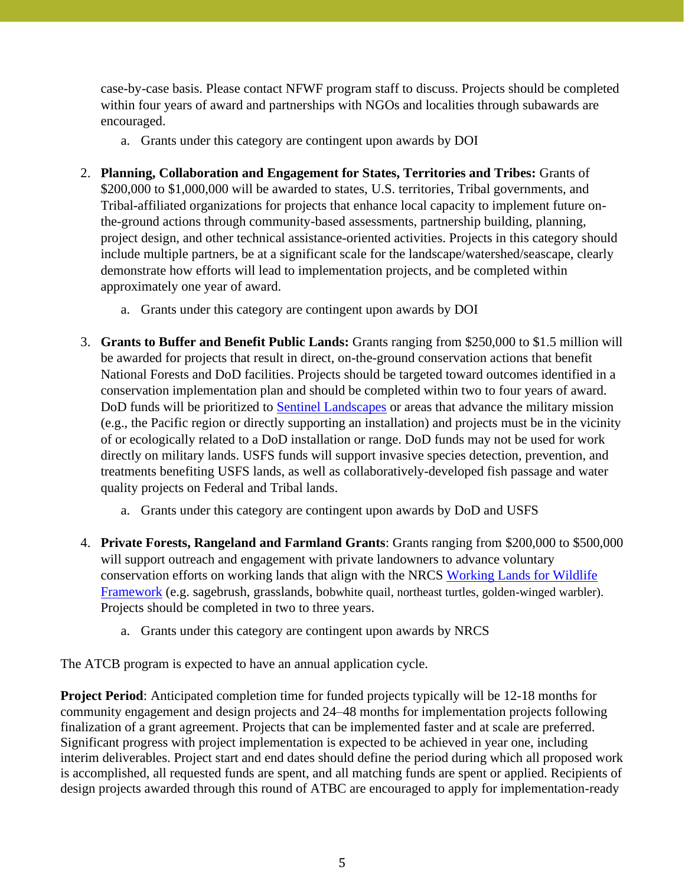case-by-case basis. Please contact NFWF program staff to discuss. Projects should be completed within four years of award and partnerships with NGOs and localities through subawards are encouraged.

   a. Grants under this category are contingent upon awards by DOI

2. **Planning, Collaboration and Engagement for States, Territories and Tribes:** Grants of $200,000 to $1,000,000 will be awarded to states, U.S. territories, Tribal governments, and Tribal-affiliated organizations for projects that enhance local capacity to implement future on-the-ground actions through community-based assessments, partnership building, planning, project design, and other technical assistance-oriented activities. Projects in this category should include multiple partners, be at a significant scale for the landscape/watershed/seascape, clearly demonstrate how efforts will lead to implementation projects, and be completed within approximately one year of award.

   a. Grants under this category are contingent upon awards by DOI

3. **Grants to Buffer and Benefit Public Lands:** Grants ranging from $250,000 to $1.5 million will be awarded for projects that result in direct, on-the-ground conservation actions that benefit National Forests and DoD facilities. Projects should be targeted toward outcomes identified in a conservation implementation plan and should be completed within two to four years of award. DoD funds will be prioritized to Sentinel Landscapes or areas that advance the military mission (e.g., the Pacific region or directly supporting an installation) and projects must be in the vicinity of or ecologically related to a DoD installation or range. DoD funds may not be used for work directly on military lands. USFS funds will support invasive species detection, prevention, and treatments benefiting USFS lands, as well as collaboratively-developed fish passage and water quality projects on Federal and Tribal lands.

   a. Grants under this category are contingent upon awards by DoD and USFS

4. **Private Forests, Rangeland and Farmland Grants**: Grants ranging from $200,000 to $500,000 will support outreach and engagement with private landowners to advance voluntary conservation efforts on working lands that align with the NRCS Working Lands for Wildlife Framework (e.g. sagebrush, grasslands, bobwhite quail, northeast turtles, golden-winged warbler). Projects should be completed in two to three years.

   a. Grants under this category are contingent upon awards by NRCS

The ATCB program is expected to have an annual application cycle.

**Project Period**: Anticipated completion time for funded projects typically will be 12-18 months for community engagement and design projects and 24–48 months for implementation projects following finalization of a grant agreement. Projects that can be implemented faster and at scale are preferred. Significant progress with project implementation is expected to be achieved in year one, including interim deliverables. Project start and end dates should define the period during which all proposed work is accomplished, all requested funds are spent, and all matching funds are spent or applied. Recipients of design projects awarded through this round of ATBC are encouraged to apply for implementation-ready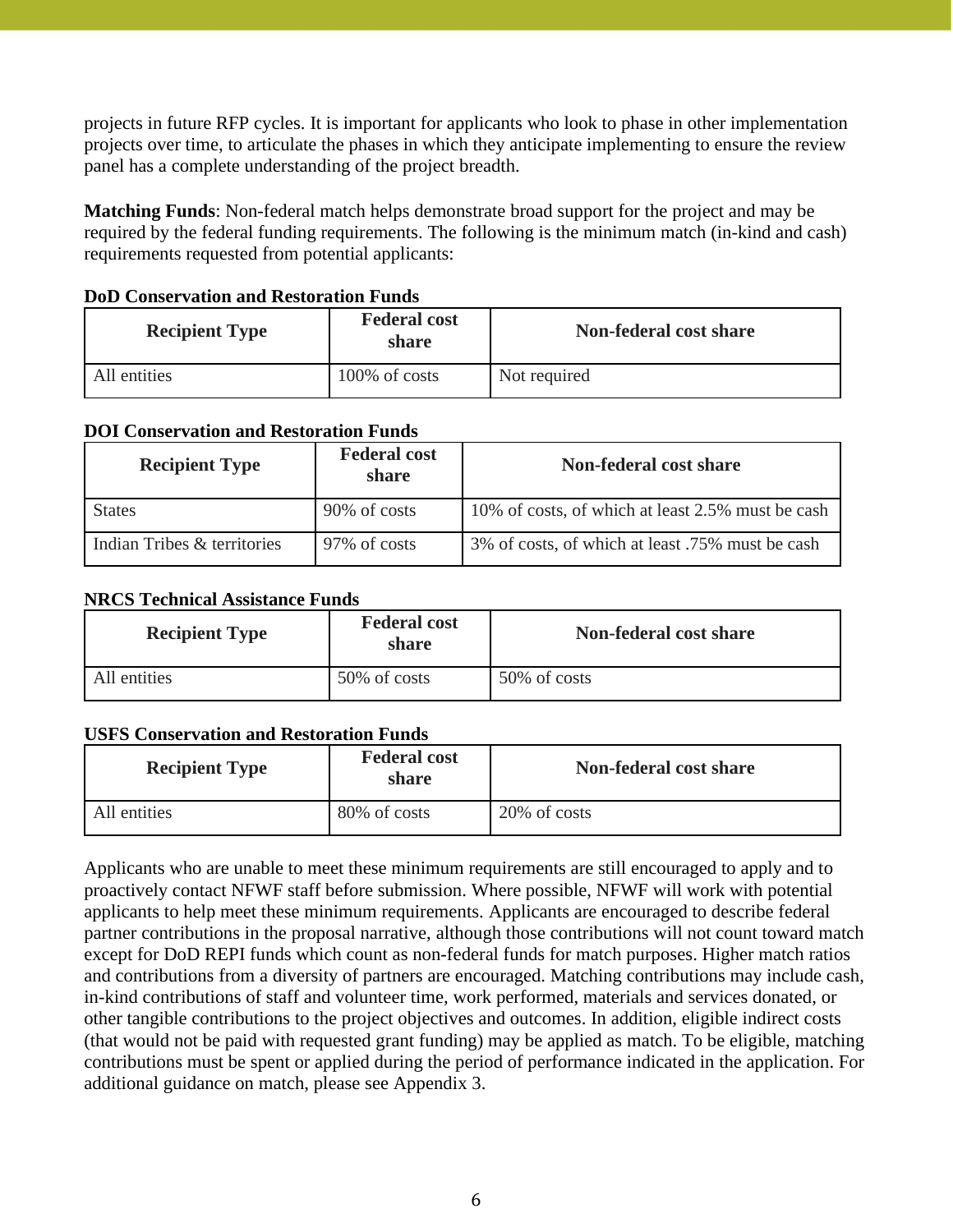projects in future RFP cycles. It is important for applicants who look to phase in other implementation projects over time, to articulate the phases in which they anticipate implementing to ensure the review panel has a complete understanding of the project breadth.

**Matching Funds**: Non-federal match helps demonstrate broad support for the project and may be required by the federal funding requirements. The following is the minimum match (in-kind and cash) requirements requested from potential applicants:

**DoD Conservation and Restoration Funds**

| Recipient Type | Federal cost share | Non-federal cost share |
|---|---|---|
| All entities | 100% of costs | Not required |

**DOI Conservation and Restoration Funds**

| Recipient Type | Federal cost share | Non-federal cost share |
|---|---|---|
| States | 90% of costs | 10% of costs, of which at least 2.5% must be cash |
| Indian Tribes & territories | 97% of costs | 3% of costs, of which at least .75% must be cash |

**NRCS Technical Assistance Funds**

| Recipient Type | Federal cost share | Non-federal cost share |
|---|---|---|
| All entities | 50% of costs | 50% of costs |

**USFS Conservation and Restoration Funds**

| Recipient Type | Federal cost share | Non-federal cost share |
|---|---|---|
| All entities | 80% of costs | 20% of costs |

Applicants who are unable to meet these minimum requirements are still encouraged to apply and to proactively contact NFWF staff before submission. Where possible, NFWF will work with potential applicants to help meet these minimum requirements. Applicants are encouraged to describe federal partner contributions in the proposal narrative, although those contributions will not count toward match except for DoD REPI funds which count as non-federal funds for match purposes. Higher match ratios and contributions from a diversity of partners are encouraged. Matching contributions may include cash, in-kind contributions of staff and volunteer time, work performed, materials and services donated, or other tangible contributions to the project objectives and outcomes. In addition, eligible indirect costs (that would not be paid with requested grant funding) may be applied as match. To be eligible, matching contributions must be spent or applied during the period of performance indicated in the application. For additional guidance on match, please see Appendix 3.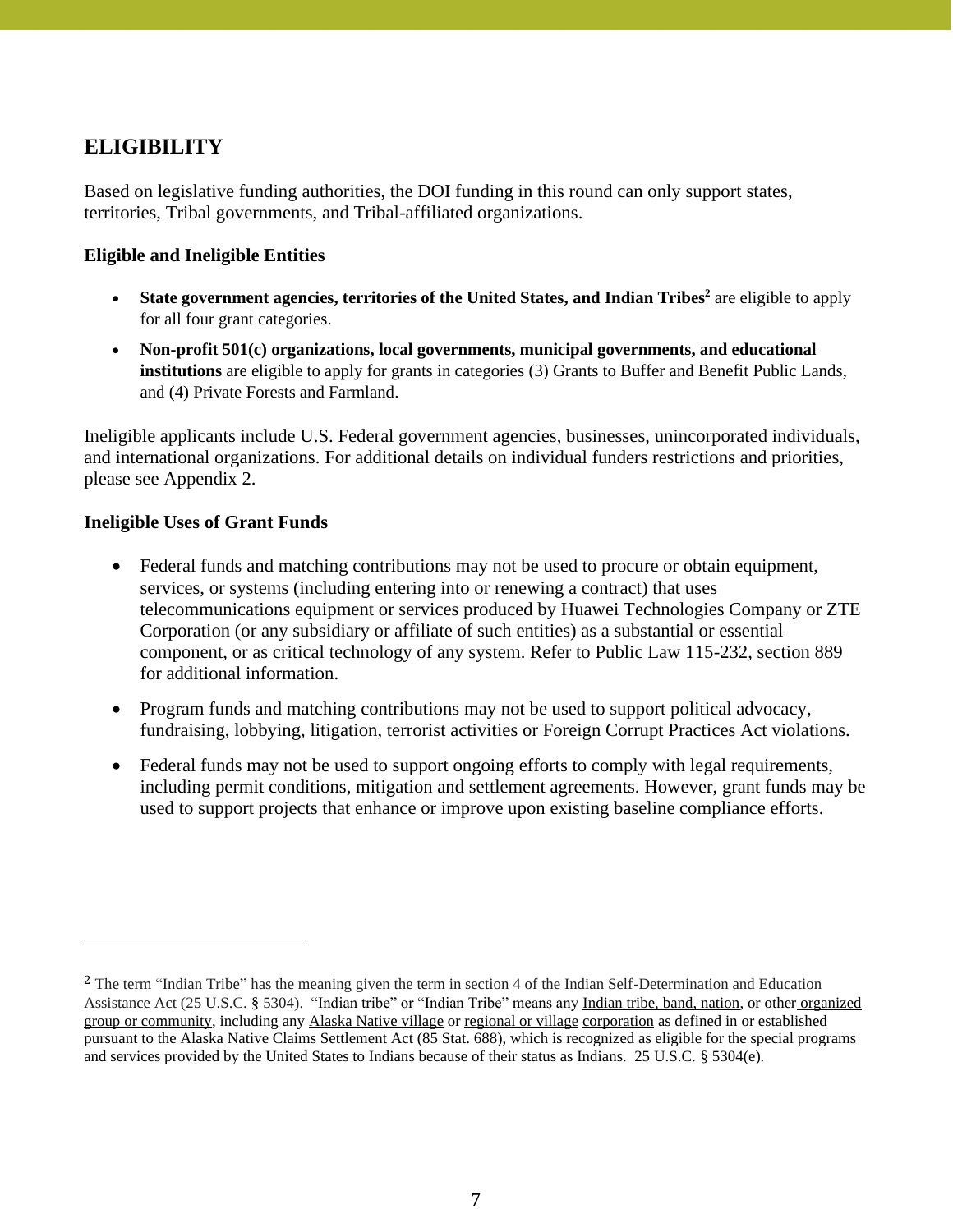## ELIGIBILITY

Based on legislative funding authorities, the DOI funding in this round can only support states, territories, Tribal governments, and Tribal-affiliated organizations.

### Eligible and Ineligible Entities

- **State government agencies, territories of the United States, and Indian Tribes**[2] are eligible to apply for all four grant categories.
- **Non-profit 501(c) organizations, local governments, municipal governments, and educational institutions** are eligible to apply for grants in categories (3) Grants to Buffer and Benefit Public Lands, and (4) Private Forests and Farmland.

Ineligible applicants include U.S. Federal government agencies, businesses, unincorporated individuals, and international organizations. For additional details on individual funders restrictions and priorities, please see Appendix 2.

### Ineligible Uses of Grant Funds

- Federal funds and matching contributions may not be used to procure or obtain equipment, services, or systems (including entering into or renewing a contract) that uses telecommunications equipment or services produced by Huawei Technologies Company or ZTE Corporation (or any subsidiary or affiliate of such entities) as a substantial or essential component, or as critical technology of any system. Refer to Public Law 115-232, section 889 for additional information.
- Program funds and matching contributions may not be used to support political advocacy, fundraising, lobbying, litigation, terrorist activities or Foreign Corrupt Practices Act violations.
- Federal funds may not be used to support ongoing efforts to comply with legal requirements, including permit conditions, mitigation and settlement agreements. However, grant funds may be used to support projects that enhance or improve upon existing baseline compliance efforts.

---

[2] The term "Indian Tribe" has the meaning given the term in section 4 of the Indian Self-Determination and Education Assistance Act (25 U.S.C. § 5304). "Indian tribe" or "Indian Tribe" means any Indian tribe, band, nation, or other organized group or community, including any Alaska Native village or regional or village corporation as defined in or established pursuant to the Alaska Native Claims Settlement Act (85 Stat. 688), which is recognized as eligible for the special programs and services provided by the United States to Indians because of their status as Indians. 25 U.S.C. § 5304(e).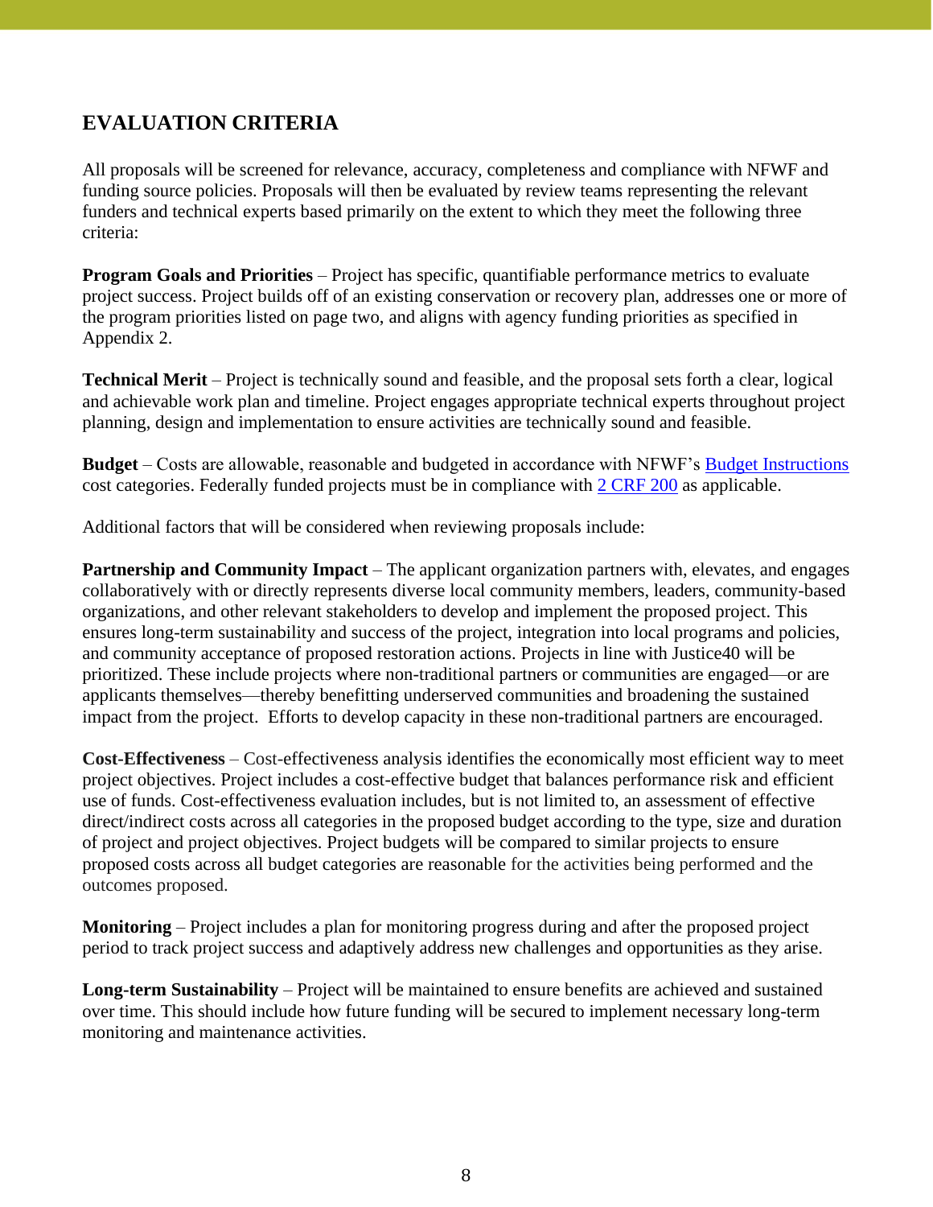## EVALUATION CRITERIA

All proposals will be screened for relevance, accuracy, completeness and compliance with NFWF and funding source policies. Proposals will then be evaluated by review teams representing the relevant funders and technical experts based primarily on the extent to which they meet the following three criteria:

**Program Goals and Priorities** – Project has specific, quantifiable performance metrics to evaluate project success. Project builds off of an existing conservation or recovery plan, addresses one or more of the program priorities listed on page two, and aligns with agency funding priorities as specified in Appendix 2.

**Technical Merit** – Project is technically sound and feasible, and the proposal sets forth a clear, logical and achievable work plan and timeline. Project engages appropriate technical experts throughout project planning, design and implementation to ensure activities are technically sound and feasible.

**Budget** – Costs are allowable, reasonable and budgeted in accordance with NFWF's Budget Instructions cost categories. Federally funded projects must be in compliance with 2 CRF 200 as applicable.

Additional factors that will be considered when reviewing proposals include:

**Partnership and Community Impact** – The applicant organization partners with, elevates, and engages collaboratively with or directly represents diverse local community members, leaders, community-based organizations, and other relevant stakeholders to develop and implement the proposed project. This ensures long-term sustainability and success of the project, integration into local programs and policies, and community acceptance of proposed restoration actions. Projects in line with Justice40 will be prioritized. These include projects where non-traditional partners or communities are engaged—or are applicants themselves—thereby benefitting underserved communities and broadening the sustained impact from the project. Efforts to develop capacity in these non-traditional partners are encouraged.

**Cost-Effectiveness** – Cost-effectiveness analysis identifies the economically most efficient way to meet project objectives. Project includes a cost-effective budget that balances performance risk and efficient use of funds. Cost-effectiveness evaluation includes, but is not limited to, an assessment of effective direct/indirect costs across all categories in the proposed budget according to the type, size and duration of project and project objectives. Project budgets will be compared to similar projects to ensure proposed costs across all budget categories are reasonable for the activities being performed and the outcomes proposed.

**Monitoring** – Project includes a plan for monitoring progress during and after the proposed project period to track project success and adaptively address new challenges and opportunities as they arise.

**Long-term Sustainability** – Project will be maintained to ensure benefits are achieved and sustained over time. This should include how future funding will be secured to implement necessary long-term monitoring and maintenance activities.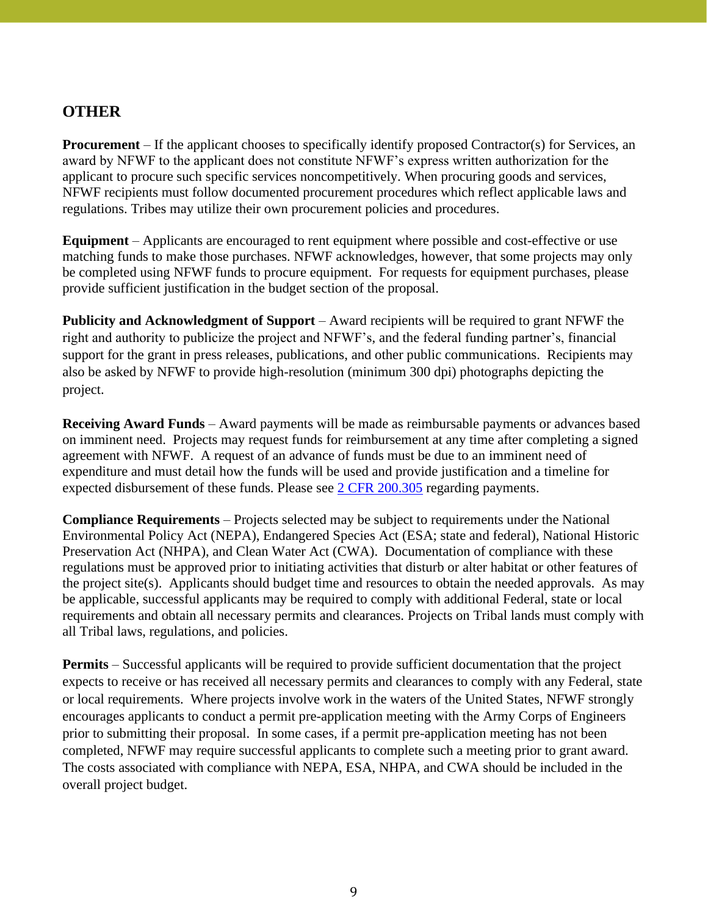## OTHER

**Procurement** – If the applicant chooses to specifically identify proposed Contractor(s) for Services, an award by NFWF to the applicant does not constitute NFWF's express written authorization for the applicant to procure such specific services noncompetitively. When procuring goods and services, NFWF recipients must follow documented procurement procedures which reflect applicable laws and regulations. Tribes may utilize their own procurement policies and procedures.

**Equipment** – Applicants are encouraged to rent equipment where possible and cost-effective or use matching funds to make those purchases. NFWF acknowledges, however, that some projects may only be completed using NFWF funds to procure equipment. For requests for equipment purchases, please provide sufficient justification in the budget section of the proposal.

**Publicity and Acknowledgment of Support** – Award recipients will be required to grant NFWF the right and authority to publicize the project and NFWF's, and the federal funding partner's, financial support for the grant in press releases, publications, and other public communications. Recipients may also be asked by NFWF to provide high-resolution (minimum 300 dpi) photographs depicting the project.

**Receiving Award Funds** – Award payments will be made as reimbursable payments or advances based on imminent need. Projects may request funds for reimbursement at any time after completing a signed agreement with NFWF. A request of an advance of funds must be due to an imminent need of expenditure and must detail how the funds will be used and provide justification and a timeline for expected disbursement of these funds. Please see 2 CFR 200.305 regarding payments.

**Compliance Requirements** – Projects selected may be subject to requirements under the National Environmental Policy Act (NEPA), Endangered Species Act (ESA; state and federal), National Historic Preservation Act (NHPA), and Clean Water Act (CWA). Documentation of compliance with these regulations must be approved prior to initiating activities that disturb or alter habitat or other features of the project site(s). Applicants should budget time and resources to obtain the needed approvals. As may be applicable, successful applicants may be required to comply with additional Federal, state or local requirements and obtain all necessary permits and clearances. Projects on Tribal lands must comply with all Tribal laws, regulations, and policies.

**Permits** – Successful applicants will be required to provide sufficient documentation that the project expects to receive or has received all necessary permits and clearances to comply with any Federal, state or local requirements. Where projects involve work in the waters of the United States, NFWF strongly encourages applicants to conduct a permit pre-application meeting with the Army Corps of Engineers prior to submitting their proposal. In some cases, if a permit pre-application meeting has not been completed, NFWF may require successful applicants to complete such a meeting prior to grant award. The costs associated with compliance with NEPA, ESA, NHPA, and CWA should be included in the overall project budget.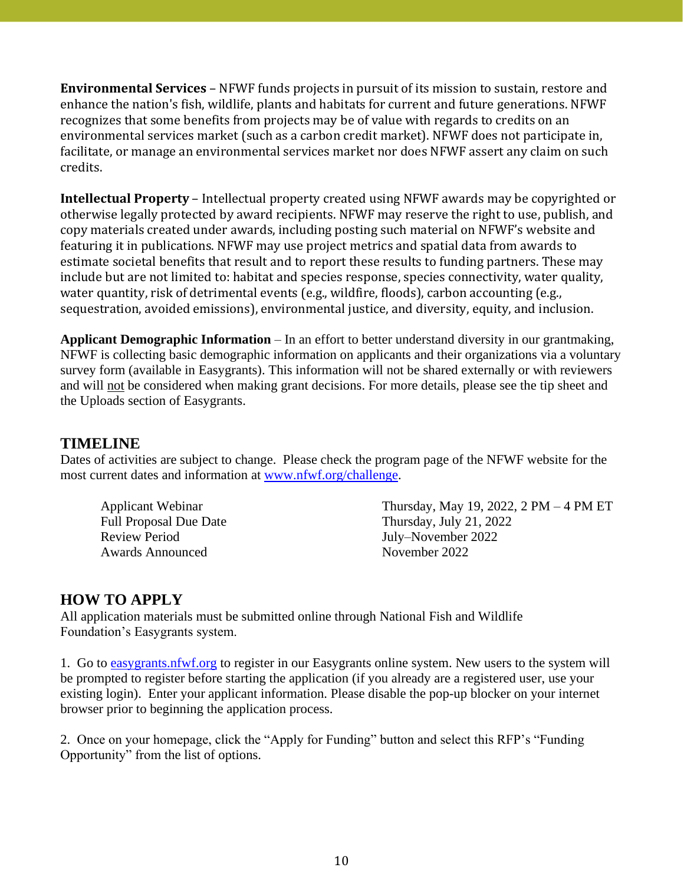**Environmental Services** – NFWF funds projects in pursuit of its mission to sustain, restore and enhance the nation's fish, wildlife, plants and habitats for current and future generations. NFWF recognizes that some benefits from projects may be of value with regards to credits on an environmental services market (such as a carbon credit market). NFWF does not participate in, facilitate, or manage an environmental services market nor does NFWF assert any claim on such credits.

**Intellectual Property** – Intellectual property created using NFWF awards may be copyrighted or otherwise legally protected by award recipients. NFWF may reserve the right to use, publish, and copy materials created under awards, including posting such material on NFWF's website and featuring it in publications. NFWF may use project metrics and spatial data from awards to estimate societal benefits that result and to report these results to funding partners. These may include but are not limited to: habitat and species response, species connectivity, water quality, water quantity, risk of detrimental events (e.g., wildfire, floods), carbon accounting (e.g., sequestration, avoided emissions), environmental justice, and diversity, equity, and inclusion.

**Applicant Demographic Information** – In an effort to better understand diversity in our grantmaking, NFWF is collecting basic demographic information on applicants and their organizations via a voluntary survey form (available in Easygrants). This information will not be shared externally or with reviewers and will not be considered when making grant decisions. For more details, please see the tip sheet and the Uploads section of Easygrants.

## TIMELINE

Dates of activities are subject to change. Please check the program page of the NFWF website for the most current dates and information at www.nfwf.org/challenge.

| | |
|---|---|
| Applicant Webinar | Thursday, May 19, 2022, 2 PM – 4 PM ET |
| Full Proposal Due Date | Thursday, July 21, 2022 |
| Review Period | July–November 2022 |
| Awards Announced | November 2022 |

## HOW TO APPLY

All application materials must be submitted online through National Fish and Wildlife Foundation's Easygrants system.

1. Go to easygrants.nfwf.org to register in our Easygrants online system. New users to the system will be prompted to register before starting the application (if you already are a registered user, use your existing login). Enter your applicant information. Please disable the pop-up blocker on your internet browser prior to beginning the application process.

2. Once on your homepage, click the "Apply for Funding" button and select this RFP's "Funding Opportunity" from the list of options.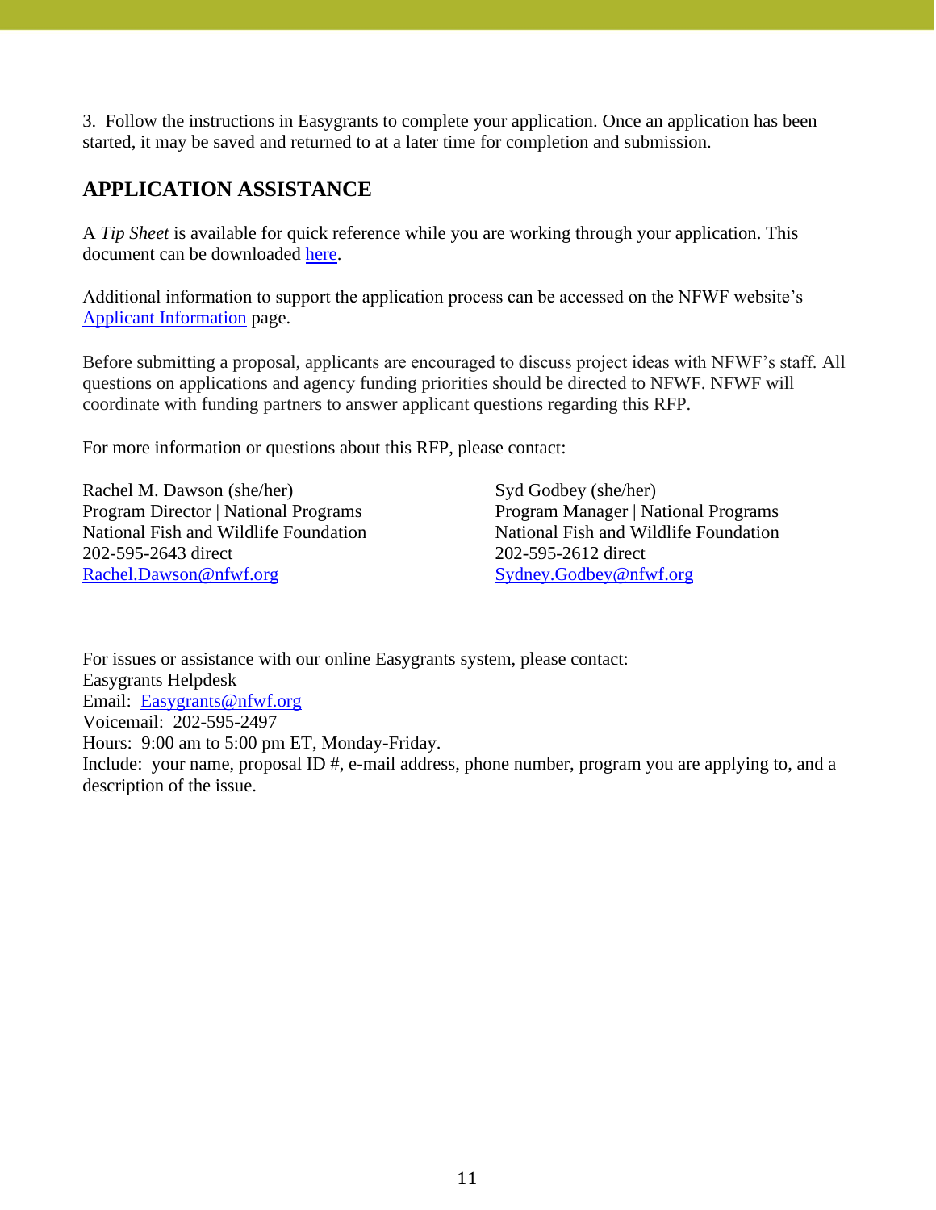3. Follow the instructions in Easygrants to complete your application. Once an application has been started, it may be saved and returned to at a later time for completion and submission.

## APPLICATION ASSISTANCE

A *Tip Sheet* is available for quick reference while you are working through your application. This document can be downloaded here.

Additional information to support the application process can be accessed on the NFWF website's Applicant Information page.

Before submitting a proposal, applicants are encouraged to discuss project ideas with NFWF's staff. All questions on applications and agency funding priorities should be directed to NFWF. NFWF will coordinate with funding partners to answer applicant questions regarding this RFP.

For more information or questions about this RFP, please contact:

Rachel M. Dawson (she/her)
Program Director | National Programs
National Fish and Wildlife Foundation
202-595-2643 direct
Rachel.Dawson@nfwf.org

Syd Godbey (she/her)
Program Manager | National Programs
National Fish and Wildlife Foundation
202-595-2612 direct
Sydney.Godbey@nfwf.org

For issues or assistance with our online Easygrants system, please contact:
Easygrants Helpdesk
Email: Easygrants@nfwf.org
Voicemail: 202-595-2497
Hours: 9:00 am to 5:00 pm ET, Monday-Friday.
Include: your name, proposal ID #, e-mail address, phone number, program you are applying to, and a description of the issue.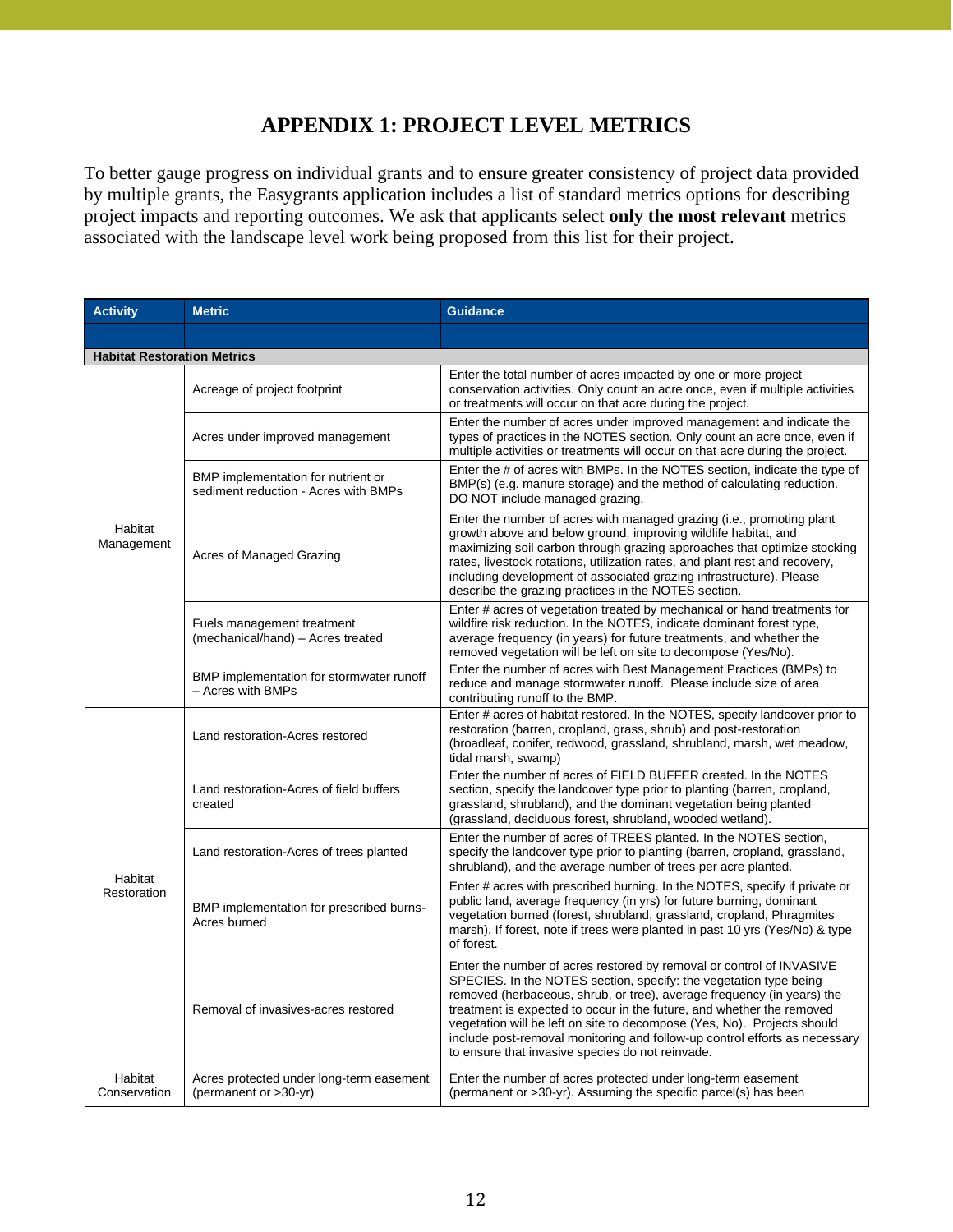# APPENDIX 1: PROJECT LEVEL METRICS

To better gauge progress on individual grants and to ensure greater consistency of project data provided by multiple grants, the Easygrants application includes a list of standard metrics options for describing project impacts and reporting outcomes. We ask that applicants select **only the most relevant** metrics associated with the landscape level work being proposed from this list for their project.

| Activity | Metric | Guidance |
|---|---|---|
| | | |
| **Habitat Restoration Metrics** | | |
| Habitat Management | Acreage of project footprint | Enter the total number of acres impacted by one or more project conservation activities. Only count an acre once, even if multiple activities or treatments will occur on that acre during the project. |
| | Acres under improved management | Enter the number of acres under improved management and indicate the types of practices in the NOTES section. Only count an acre once, even if multiple activities or treatments will occur on that acre during the project. |
| | BMP implementation for nutrient or sediment reduction - Acres with BMPs | Enter the # of acres with BMPs. In the NOTES section, indicate the type of BMP(s) (e.g. manure storage) and the method of calculating reduction. DO NOT include managed grazing. |
| | Acres of Managed Grazing | Enter the number of acres with managed grazing (i.e., promoting plant growth above and below ground, improving wildlife habitat, and maximizing soil carbon through grazing approaches that optimize stocking rates, livestock rotations, utilization rates, and plant rest and recovery, including development of associated grazing infrastructure). Please describe the grazing practices in the NOTES section. |
| | Fuels management treatment (mechanical/hand) – Acres treated | Enter # acres of vegetation treated by mechanical or hand treatments for wildfire risk reduction. In the NOTES, indicate dominant forest type, average frequency (in years) for future treatments, and whether the removed vegetation will be left on site to decompose (Yes/No). |
| | BMP implementation for stormwater runoff – Acres with BMPs | Enter the number of acres with Best Management Practices (BMPs) to reduce and manage stormwater runoff. Please include size of area contributing runoff to the BMP. |
| Habitat Restoration | Land restoration-Acres restored | Enter # acres of habitat restored. In the NOTES, specify landcover prior to restoration (barren, cropland, grass, shrub) and post-restoration (broadleaf, conifer, redwood, grassland, shrubland, marsh, wet meadow, tidal marsh, swamp) |
| | Land restoration-Acres of field buffers created | Enter the number of acres of FIELD BUFFER created. In the NOTES section, specify the landcover type prior to planting (barren, cropland, grassland, shrubland), and the dominant vegetation being planted (grassland, deciduous forest, shrubland, wooded wetland). |
| | Land restoration-Acres of trees planted | Enter the number of acres of TREES planted. In the NOTES section, specify the landcover type prior to planting (barren, cropland, grassland, shrubland), and the average number of trees per acre planted. |
| | BMP implementation for prescribed burns-Acres burned | Enter # acres with prescribed burning. In the NOTES, specify if private or public land, average frequency (in yrs) for future burning, dominant vegetation burned (forest, shrubland, grassland, cropland, Phragmites marsh). If forest, note if trees were planted in past 10 yrs (Yes/No) & type of forest. |
| | Removal of invasives-acres restored | Enter the number of acres restored by removal or control of INVASIVE SPECIES. In the NOTES section, specify: the vegetation type being removed (herbaceous, shrub, or tree), average frequency (in years) the treatment is expected to occur in the future, and whether the removed vegetation will be left on site to decompose (Yes, No). Projects should include post-removal monitoring and follow-up control efforts as necessary to ensure that invasive species do not reinvade. |
| Habitat Conservation | Acres protected under long-term easement (permanent or >30-yr) | Enter the number of acres protected under long-term easement (permanent or >30-yr). Assuming the specific parcel(s) has been |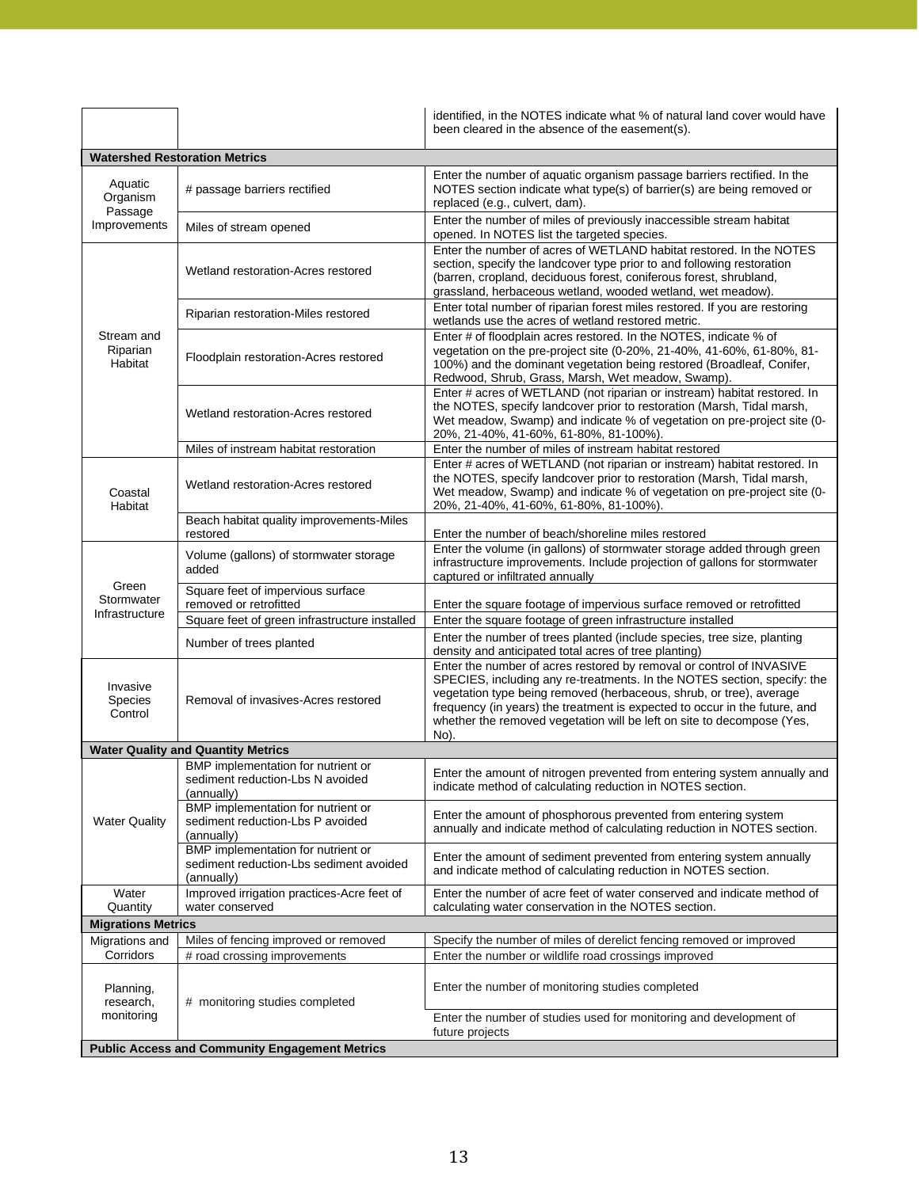| | | |
|---|---|---|
| | | identified, in the NOTES indicate what % of natural land cover would have been cleared in the absence of the easement(s). |
| **Watershed Restoration Metrics** | | |
| Aquatic Organism Passage Improvements | # passage barriers rectified | Enter the number of aquatic organism passage barriers rectified. In the NOTES section indicate what type(s) of barrier(s) are being removed or replaced (e.g., culvert, dam). |
| | Miles of stream opened | Enter the number of miles of previously inaccessible stream habitat opened. In NOTES list the targeted species. |
| Stream and Riparian Habitat | Wetland restoration-Acres restored | Enter the number of acres of WETLAND habitat restored. In the NOTES section, specify the landcover type prior to and following restoration (barren, cropland, deciduous forest, coniferous forest, shrubland, grassland, herbaceous wetland, wooded wetland, wet meadow). |
| | Riparian restoration-Miles restored | Enter total number of riparian forest miles restored. If you are restoring wetlands use the acres of wetland restored metric. |
| | Floodplain restoration-Acres restored | Enter # of floodplain acres restored. In the NOTES, indicate % of vegetation on the pre-project site (0-20%, 21-40%, 41-60%, 61-80%, 81-100%) and the dominant vegetation being restored (Broadleaf, Conifer, Redwood, Shrub, Grass, Marsh, Wet meadow, Swamp). |
| | Wetland restoration-Acres restored | Enter # acres of WETLAND (not riparian or instream) habitat restored. In the NOTES, specify landcover prior to restoration (Marsh, Tidal marsh, Wet meadow, Swamp) and indicate % of vegetation on pre-project site (0-20%, 21-40%, 41-60%, 61-80%, 81-100%). |
| | Miles of instream habitat restoration | Enter the number of miles of instream habitat restored |
| Coastal Habitat | Wetland restoration-Acres restored | Enter # acres of WETLAND (not riparian or instream) habitat restored. In the NOTES, specify landcover prior to restoration (Marsh, Tidal marsh, Wet meadow, Swamp) and indicate % of vegetation on pre-project site (0-20%, 21-40%, 41-60%, 61-80%, 81-100%). |
| | Beach habitat quality improvements-Miles restored | Enter the number of beach/shoreline miles restored |
| Green Stormwater Infrastructure | Volume (gallons) of stormwater storage added | Enter the volume (in gallons) of stormwater storage added through green infrastructure improvements. Include projection of gallons for stormwater captured or infiltrated annually |
| | Square feet of impervious surface removed or retrofitted | Enter the square footage of impervious surface removed or retrofitted |
| | Square feet of green infrastructure installed | Enter the square footage of green infrastructure installed |
| | Number of trees planted | Enter the number of trees planted (include species, tree size, planting density and anticipated total acres of tree planting) |
| Invasive Species Control | Removal of invasives-Acres restored | Enter the number of acres restored by removal or control of INVASIVE SPECIES, including any re-treatments. In the NOTES section, specify: the vegetation type being removed (herbaceous, shrub, or tree), average frequency (in years) the treatment is expected to occur in the future, and whether the removed vegetation will be left on site to decompose (Yes, No). |
| **Water Quality and Quantity Metrics** | | |
| Water Quality | BMP implementation for nutrient or sediment reduction-Lbs N avoided (annually) | Enter the amount of nitrogen prevented from entering system annually and indicate method of calculating reduction in NOTES section. |
| | BMP implementation for nutrient or sediment reduction-Lbs P avoided (annually) | Enter the amount of phosphorous prevented from entering system annually and indicate method of calculating reduction in NOTES section. |
| | BMP implementation for nutrient or sediment reduction-Lbs sediment avoided (annually) | Enter the amount of sediment prevented from entering system annually and indicate method of calculating reduction in NOTES section. |
| Water Quantity | Improved irrigation practices-Acre feet of water conserved | Enter the number of acre feet of water conserved and indicate method of calculating water conservation in the NOTES section. |
| **Migrations Metrics** | | |
| Migrations and Corridors | Miles of fencing improved or removed | Specify the number of miles of derelict fencing removed or improved |
| | # road crossing improvements | Enter the number or wildlife road crossings improved |
| Planning, research, monitoring | # monitoring studies completed | Enter the number of monitoring studies completed |
| | | Enter the number of studies used for monitoring and development of future projects |
| **Public Access and Community Engagement Metrics** | | |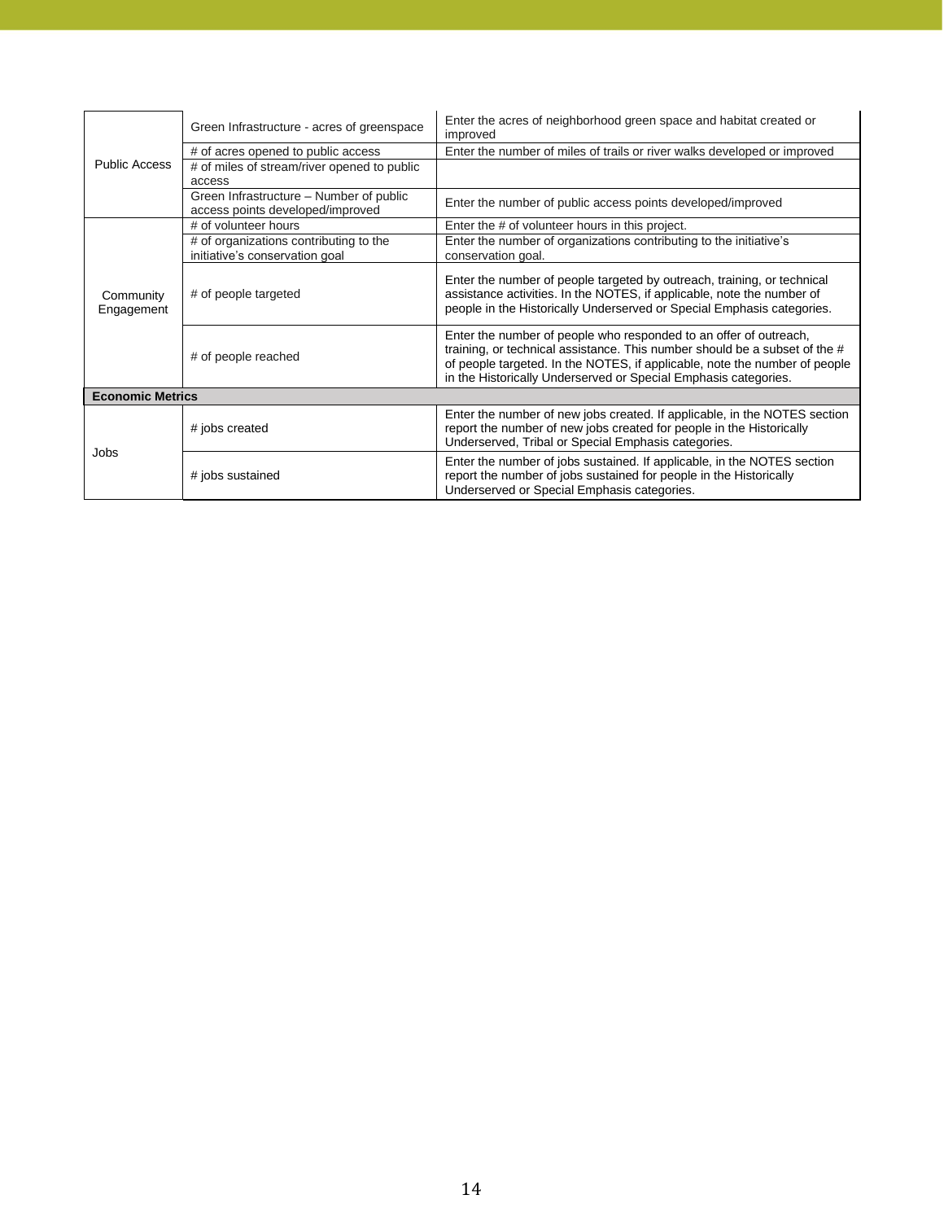| | | |
|---|---|---|
| Public Access | Green Infrastructure - acres of greenspace | Enter the acres of neighborhood green space and habitat created or improved |
| | # of acres opened to public access | Enter the number of miles of trails or river walks developed or improved |
| | # of miles of stream/river opened to public access | |
| | Green Infrastructure – Number of public access points developed/improved | Enter the number of public access points developed/improved |
| Community Engagement | # of volunteer hours | Enter the # of volunteer hours in this project. |
| | # of organizations contributing to the initiative's conservation goal | Enter the number of organizations contributing to the initiative's conservation goal. |
| | # of people targeted | Enter the number of people targeted by outreach, training, or technical assistance activities. In the NOTES, if applicable, note the number of people in the Historically Underserved or Special Emphasis categories. |
| | # of people reached | Enter the number of people who responded to an offer of outreach, training, or technical assistance. This number should be a subset of the # of people targeted. In the NOTES, if applicable, note the number of people in the Historically Underserved or Special Emphasis categories. |
| **Economic Metrics** | | |
| Jobs | # jobs created | Enter the number of new jobs created. If applicable, in the NOTES section report the number of new jobs created for people in the Historically Underserved, Tribal or Special Emphasis categories. |
| | # jobs sustained | Enter the number of jobs sustained. If applicable, in the NOTES section report the number of jobs sustained for people in the Historically Underserved or Special Emphasis categories. |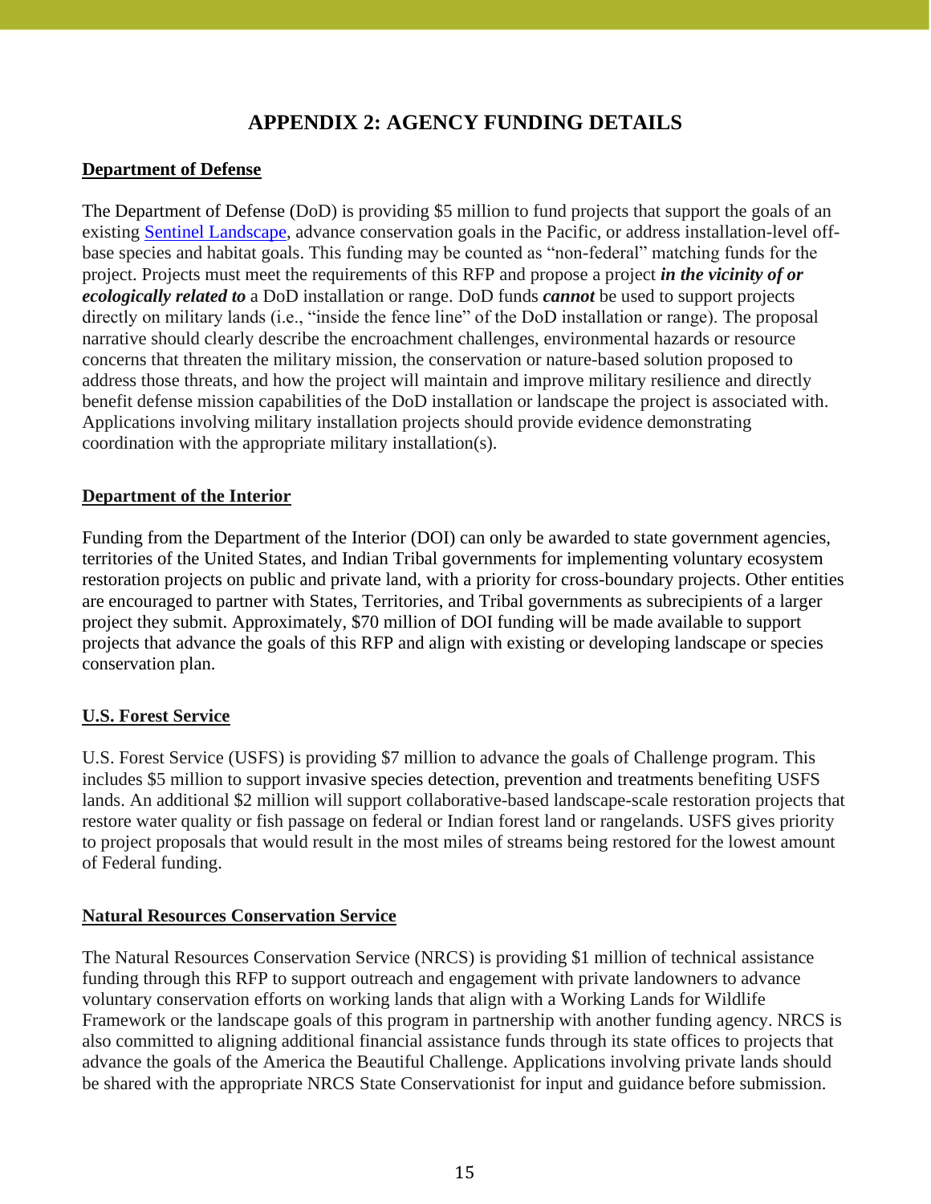# APPENDIX 2: AGENCY FUNDING DETAILS

**Department of Defense**

The Department of Defense (DoD) is providing $5 million to fund projects that support the goals of an existing [Sentinel Landscape](), advance conservation goals in the Pacific, or address installation-level off-base species and habitat goals. This funding may be counted as "non-federal" matching funds for the project. Projects must meet the requirements of this RFP and propose a project ***in the vicinity of or ecologically related to*** a DoD installation or range. DoD funds ***cannot*** be used to support projects directly on military lands (i.e., "inside the fence line" of the DoD installation or range). The proposal narrative should clearly describe the encroachment challenges, environmental hazards or resource concerns that threaten the military mission, the conservation or nature-based solution proposed to address those threats, and how the project will maintain and improve military resilience and directly benefit defense mission capabilities of the DoD installation or landscape the project is associated with. Applications involving military installation projects should provide evidence demonstrating coordination with the appropriate military installation(s).

**Department of the Interior**

Funding from the Department of the Interior (DOI) can only be awarded to state government agencies, territories of the United States, and Indian Tribal governments for implementing voluntary ecosystem restoration projects on public and private land, with a priority for cross-boundary projects. Other entities are encouraged to partner with States, Territories, and Tribal governments as subrecipients of a larger project they submit. Approximately, $70 million of DOI funding will be made available to support projects that advance the goals of this RFP and align with existing or developing landscape or species conservation plan.

**U.S. Forest Service**

U.S. Forest Service (USFS) is providing $7 million to advance the goals of Challenge program. This includes $5 million to support invasive species detection, prevention and treatments benefiting USFS lands. An additional $2 million will support collaborative-based landscape-scale restoration projects that restore water quality or fish passage on federal or Indian forest land or rangelands. USFS gives priority to project proposals that would result in the most miles of streams being restored for the lowest amount of Federal funding.

**Natural Resources Conservation Service**

The Natural Resources Conservation Service (NRCS) is providing $1 million of technical assistance funding through this RFP to support outreach and engagement with private landowners to advance voluntary conservation efforts on working lands that align with a Working Lands for Wildlife Framework or the landscape goals of this program in partnership with another funding agency. NRCS is also committed to aligning additional financial assistance funds through its state offices to projects that advance the goals of the America the Beautiful Challenge. Applications involving private lands should be shared with the appropriate NRCS State Conservationist for input and guidance before submission.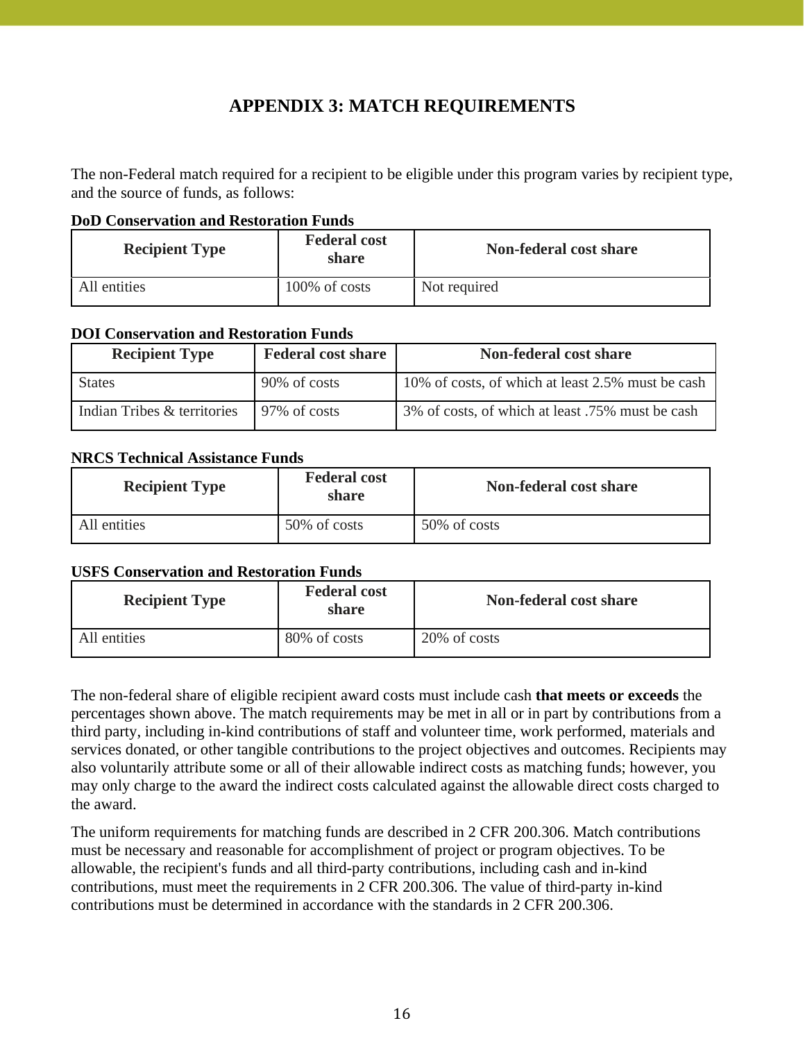# APPENDIX 3: MATCH REQUIREMENTS

The non-Federal match required for a recipient to be eligible under this program varies by recipient type, and the source of funds, as follows:

**DoD Conservation and Restoration Funds**

| Recipient Type | Federal cost share | Non-federal cost share |
| --- | --- | --- |
| All entities | 100% of costs | Not required |

**DOI Conservation and Restoration Funds**

| Recipient Type | Federal cost share | Non-federal cost share |
| --- | --- | --- |
| States | 90% of costs | 10% of costs, of which at least 2.5% must be cash |
| Indian Tribes & territories | 97% of costs | 3% of costs, of which at least .75% must be cash |

**NRCS Technical Assistance Funds**

| Recipient Type | Federal cost share | Non-federal cost share |
| --- | --- | --- |
| All entities | 50% of costs | 50% of costs |

**USFS Conservation and Restoration Funds**

| Recipient Type | Federal cost share | Non-federal cost share |
| --- | --- | --- |
| All entities | 80% of costs | 20% of costs |

The non-federal share of eligible recipient award costs must include cash **that meets or exceeds** the percentages shown above. The match requirements may be met in all or in part by contributions from a third party, including in-kind contributions of staff and volunteer time, work performed, materials and services donated, or other tangible contributions to the project objectives and outcomes. Recipients may also voluntarily attribute some or all of their allowable indirect costs as matching funds; however, you may only charge to the award the indirect costs calculated against the allowable direct costs charged to the award.

The uniform requirements for matching funds are described in 2 CFR 200.306. Match contributions must be necessary and reasonable for accomplishment of project or program objectives. To be allowable, the recipient's funds and all third-party contributions, including cash and in-kind contributions, must meet the requirements in 2 CFR 200.306. The value of third-party in-kind contributions must be determined in accordance with the standards in 2 CFR 200.306.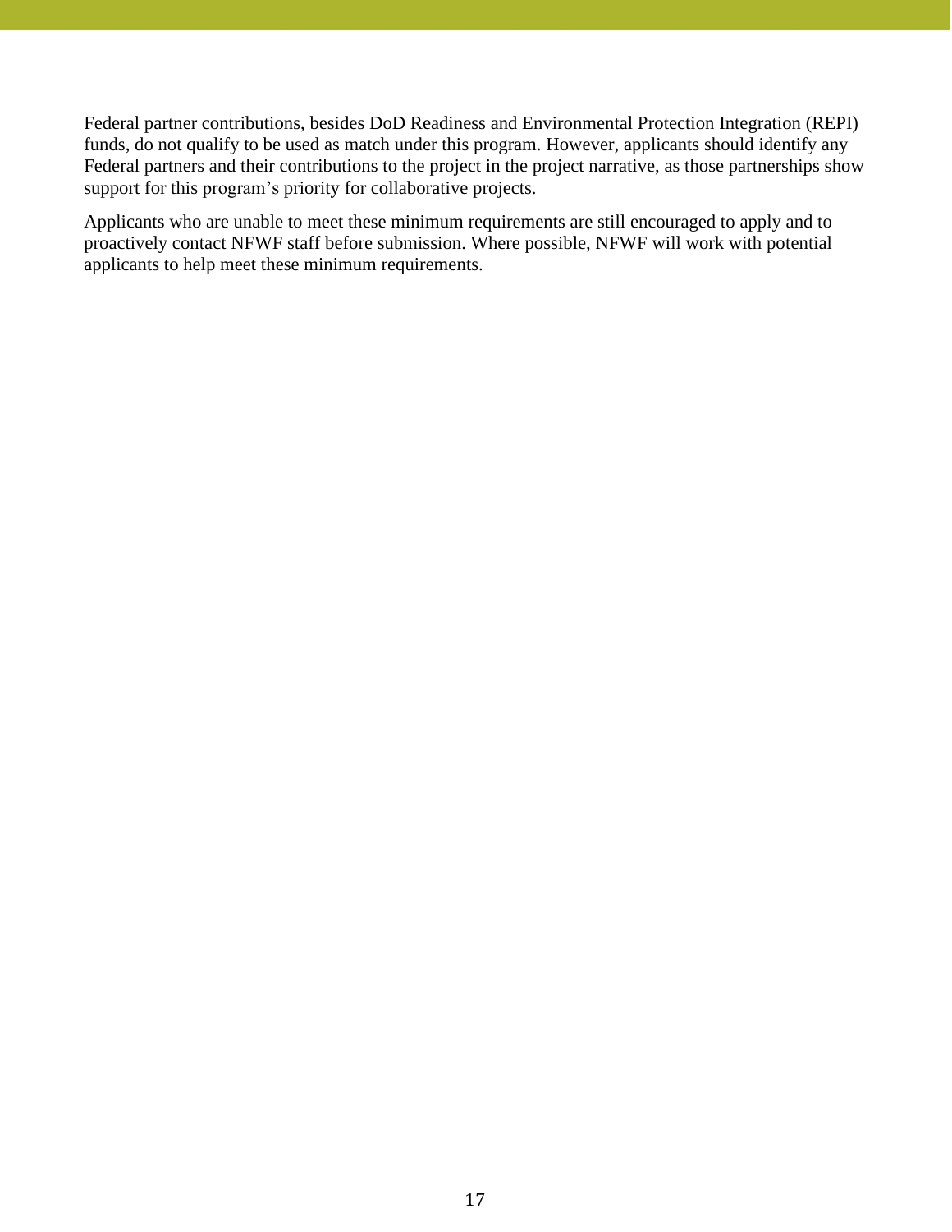Federal partner contributions, besides DoD Readiness and Environmental Protection Integration (REPI) funds, do not qualify to be used as match under this program. However, applicants should identify any Federal partners and their contributions to the project in the project narrative, as those partnerships show support for this program’s priority for collaborative projects.

Applicants who are unable to meet these minimum requirements are still encouraged to apply and to proactively contact NFWF staff before submission. Where possible, NFWF will work with potential applicants to help meet these minimum requirements.